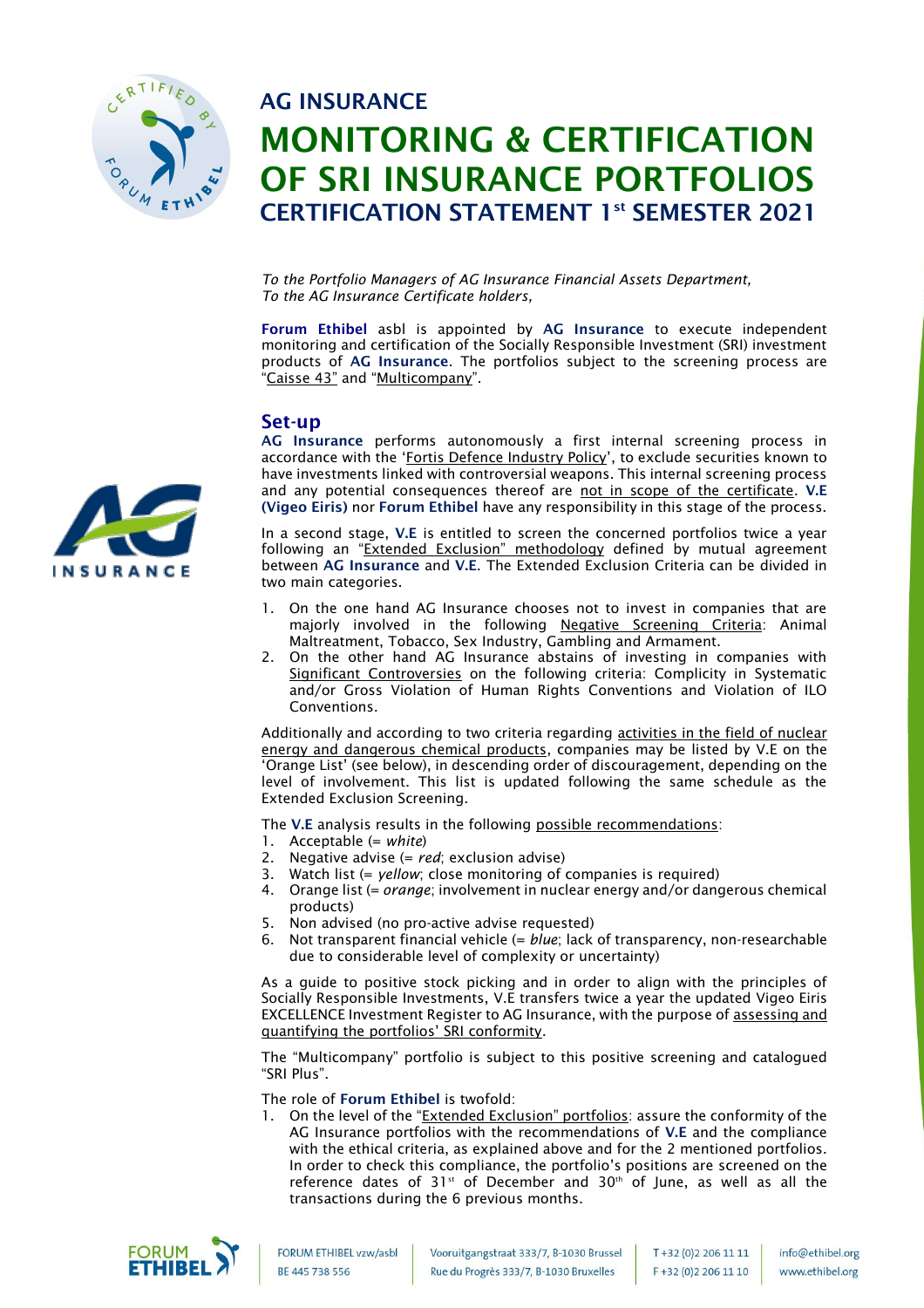# AG INSURANCE

# MONITORING & CERTIFICATION OF SRI INSURANCE PORTFOLIOS

## CERTIFICATION STATEMENT 1st SEMESTER 2021

*To the Portfolio Managers of AG Insurance Financial Assets Department,*
*To the AG Insurance Certificate holders,*

**Forum Ethibel** asbl is appointed by **AG Insurance** to execute independent monitoring and certification of the Socially Responsible Investment (SRI) investment products of **AG Insurance**. The portfolios subject to the screening process are "Caisse 43" and "Multicompany".

## Set-up

**AG Insurance** performs autonomously a first internal screening process in accordance with the 'Fortis Defence Industry Policy', to exclude securities known to have investments linked with controversial weapons. This internal screening process and any potential consequences thereof are not in scope of the certificate. **V.E (Vigeo Eiris)** nor **Forum Ethibel** have any responsibility in this stage of the process.

In a second stage, **V.E** is entitled to screen the concerned portfolios twice a year following an "Extended Exclusion" methodology defined by mutual agreement between **AG Insurance** and **V.E**. The Extended Exclusion Criteria can be divided in two main categories.

1. On the one hand AG Insurance chooses not to invest in companies that are majorly involved in the following Negative Screening Criteria: Animal Maltreatment, Tobacco, Sex Industry, Gambling and Armament.
2. On the other hand AG Insurance abstains of investing in companies with Significant Controversies on the following criteria: Complicity in Systematic and/or Gross Violation of Human Rights Conventions and Violation of ILO Conventions.

Additionally and according to two criteria regarding activities in the field of nuclear energy and dangerous chemical products, companies may be listed by V.E on the 'Orange List' (see below), in descending order of discouragement, depending on the level of involvement. This list is updated following the same schedule as the Extended Exclusion Screening.

The **V.E** analysis results in the following possible recommendations:

1. Acceptable (= *white*)
2. Negative advise (= *red*; exclusion advise)
3. Watch list (= *yellow*; close monitoring of companies is required)
4. Orange list (= *orange*; involvement in nuclear energy and/or dangerous chemical products)
5. Non advised (no pro-active advise requested)
6. Not transparent financial vehicle (= *blue*; lack of transparency, non-researchable due to considerable level of complexity or uncertainty)

As a guide to positive stock picking and in order to align with the principles of Socially Responsible Investments, V.E transfers twice a year the updated Vigeo Eiris EXCELLENCE Investment Register to AG Insurance, with the purpose of assessing and quantifying the portfolios' SRI conformity.

The "Multicompany" portfolio is subject to this positive screening and catalogued "SRI Plus".

The role of **Forum Ethibel** is twofold:

1. On the level of the "Extended Exclusion" portfolios: assure the conformity of the AG Insurance portfolios with the recommendations of **V.E** and the compliance with the ethical criteria, as explained above and for the 2 mentioned portfolios. In order to check this compliance, the portfolio's positions are screened on the reference dates of 31st of December and 30th of June, as well as all the transactions during the 6 previous months.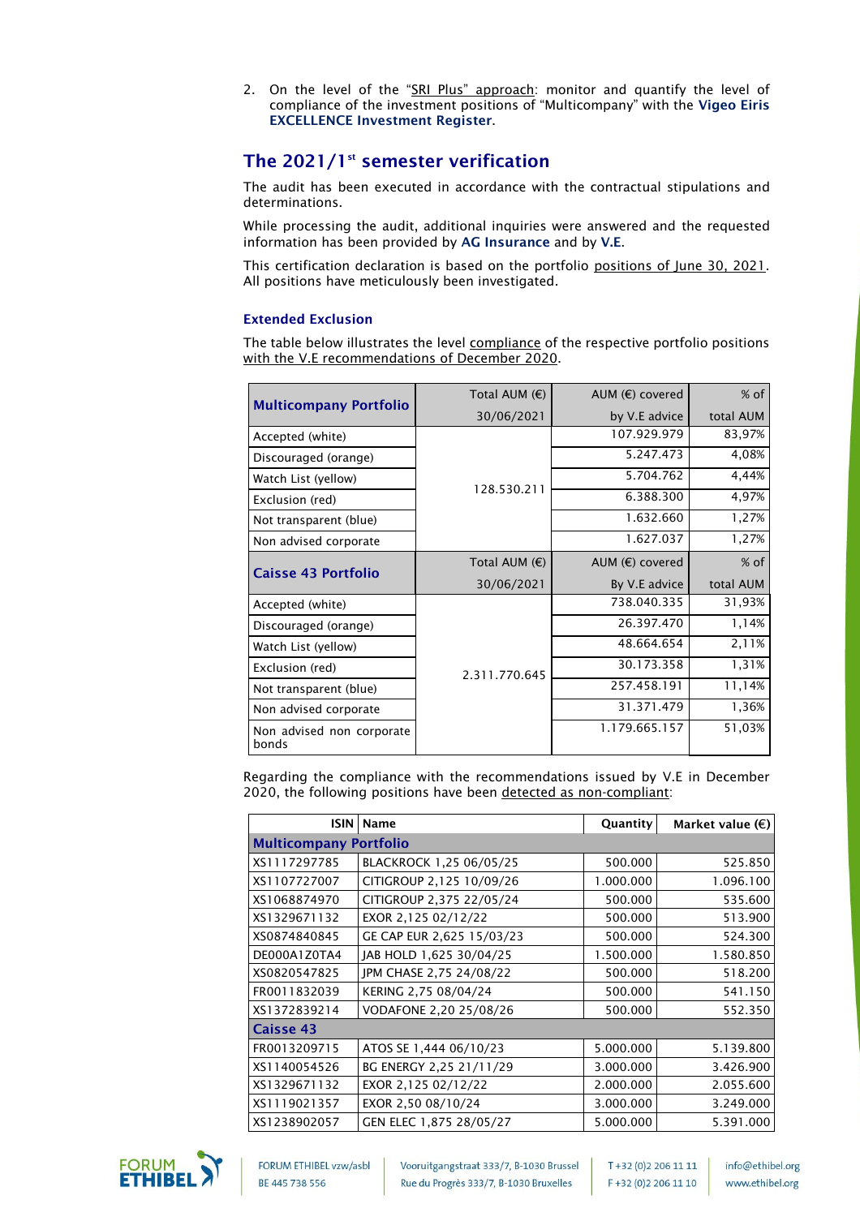2. On the level of the "SRI Plus" approach: monitor and quantify the level of compliance of the investment positions of "Multicompany" with the **Vigeo Eiris EXCELLENCE Investment Register**.

## The 2021/1st semester verification

The audit has been executed in accordance with the contractual stipulations and determinations.

While processing the audit, additional inquiries were answered and the requested information has been provided by **AG Insurance** and by **V.E**.

This certification declaration is based on the portfolio positions of June 30, 2021. All positions have meticulously been investigated.

### Extended Exclusion

The table below illustrates the level compliance of the respective portfolio positions with the V.E recommendations of December 2020.

| **Multicompany Portfolio** | Total AUM (€) 30/06/2021 | AUM (€) covered by V.E advice | % of total AUM |
|---|---|---|---|
| Accepted (white) | 128.530.211 | 107.929.979 | 83,97% |
| Discouraged (orange) | | 5.247.473 | 4,08% |
| Watch List (yellow) | | 5.704.762 | 4,44% |
| Exclusion (red) | | 6.388.300 | 4,97% |
| Not transparent (blue) | | 1.632.660 | 1,27% |
| Non advised corporate | | 1.627.037 | 1,27% |
| **Caisse 43 Portfolio** | Total AUM (€) 30/06/2021 | AUM (€) covered By V.E advice | % of total AUM |
| Accepted (white) | 2.311.770.645 | 738.040.335 | 31,93% |
| Discouraged (orange) | | 26.397.470 | 1,14% |
| Watch List (yellow) | | 48.664.654 | 2,11% |
| Exclusion (red) | | 30.173.358 | 1,31% |
| Not transparent (blue) | | 257.458.191 | 11,14% |
| Non advised corporate | | 31.371.479 | 1,36% |
| Non advised non corporate bonds | | 1.179.665.157 | 51,03% |

Regarding the compliance with the recommendations issued by V.E in December 2020, the following positions have been detected as non-compliant:

| ISIN | Name | Quantity | Market value (€) |
|---|---|---|---|
| **Multicompany Portfolio** | | | |
| XS1117297785 | BLACKROCK 1,25 06/05/25 | 500.000 | 525.850 |
| XS1107727007 | CITIGROUP 2,125 10/09/26 | 1.000.000 | 1.096.100 |
| XS1068874970 | CITIGROUP 2,375 22/05/24 | 500.000 | 535.600 |
| XS1329671132 | EXOR 2,125 02/12/22 | 500.000 | 513.900 |
| XS0874840845 | GE CAP EUR 2,625 15/03/23 | 500.000 | 524.300 |
| DE000A1Z0TA4 | JAB HOLD 1,625 30/04/25 | 1.500.000 | 1.580.850 |
| XS0820547825 | JPM CHASE 2,75 24/08/22 | 500.000 | 518.200 |
| FR0011832039 | KERING 2,75 08/04/24 | 500.000 | 541.150 |
| XS1372839214 | VODAFONE 2,20 25/08/26 | 500.000 | 552.350 |
| **Caisse 43** | | | |
| FR0013209715 | ATOS SE 1,444 06/10/23 | 5.000.000 | 5.139.800 |
| XS1140054526 | BG ENERGY 2,25 21/11/29 | 3.000.000 | 3.426.900 |
| XS1329671132 | EXOR 2,125 02/12/22 | 2.000.000 | 2.055.600 |
| XS1119021357 | EXOR 2,50 08/10/24 | 3.000.000 | 3.249.000 |
| XS1238902057 | GEN ELEC 1,875 28/05/27 | 5.000.000 | 5.391.000 |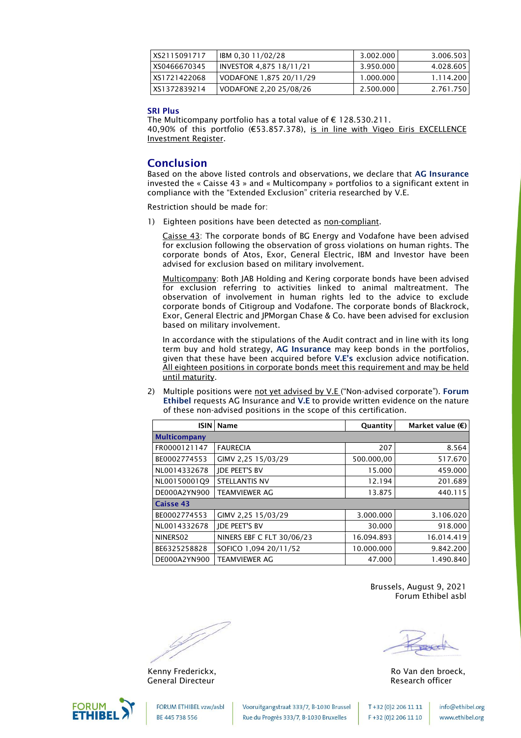| | | | |
|---|---|---|---|
| XS2115091717 | IBM 0,30 11/02/28 | 3.002.000 | 3.006.503 |
| XS0466670345 | INVESTOR 4,875 18/11/21 | 3.950.000 | 4.028.605 |
| XS1721422068 | VODAFONE 1,875 20/11/29 | 1.000.000 | 1.114.200 |
| XS1372839214 | VODAFONE 2,20 25/08/26 | 2.500.000 | 2.761.750 |

**SRI Plus**

The Multicompany portfolio has a total value of € 128.530.211.
40,90% of this portfolio (€53.857.378), is in line with Vigeo Eiris EXCELLENCE Investment Register.

## Conclusion

Based on the above listed controls and observations, we declare that **AG Insurance** invested the « Caisse 43 » and « Multicompany » portfolios to a significant extent in compliance with the "Extended Exclusion" criteria researched by V.E.

Restriction should be made for:

1) Eighteen positions have been detected as non-compliant.

   Caisse 43: The corporate bonds of BG Energy and Vodafone have been advised for exclusion following the observation of gross violations on human rights. The corporate bonds of Atos, Exor, General Electric, IBM and Investor have been advised for exclusion based on military involvement.

   Multicompany: Both JAB Holding and Kering corporate bonds have been advised for exclusion referring to activities linked to animal maltreatment. The observation of involvement in human rights led to the advice to exclude corporate bonds of Citigroup and Vodafone. The corporate bonds of Blackrock, Exor, General Electric and JPMorgan Chase & Co. have been advised for exclusion based on military involvement.

   In accordance with the stipulations of the Audit contract and in line with its long term buy and hold strategy, **AG Insurance** may keep bonds in the portfolios, given that these have been acquired before **V.E's** exclusion advice notification. All eighteen positions in corporate bonds meet this requirement and may be held until maturity.

2) Multiple positions were not yet advised by V.E ("Non-advised corporate"). **Forum Ethibel** requests AG Insurance and **V.E** to provide written evidence on the nature of these non-advised positions in the scope of this certification.

| ISIN | Name | Quantity | Market value (€) |
|---|---|---|---|
| **Multicompany** | | | |
| FR0000121147 | FAURECIA | 207 | 8.564 |
| BE0002774553 | GIMV 2,25 15/03/29 | 500.000,00 | 517.670 |
| NL0014332678 | JDE PEET'S BV | 15.000 | 459.000 |
| NL00150001Q9 | STELLANTIS NV | 12.194 | 201.689 |
| DE000A2YN900 | TEAMVIEWER AG | 13.875 | 440.115 |
| **Caisse 43** | | | |
| BE0002774553 | GIMV 2,25 15/03/29 | 3.000.000 | 3.106.020 |
| NL0014332678 | JDE PEET'S BV | 30.000 | 918.000 |
| NINERS02 | NINERS EBF C FLT 30/06/23 | 16.094.893 | 16.014.419 |
| BE6325258828 | SOFICO 1,094 20/11/52 | 10.000.000 | 9.842.200 |
| DE000A2YN900 | TEAMVIEWER AG | 47.000 | 1.490.840 |

Brussels, August 9, 2021
Forum Ethibel asbl

Kenny Frederickx,
General Directeur

Ro Van den broeck,
Research officer

FORUM ETHIBEL vzw/asbl
BE 445 738 556
Vooruitgangstraat 333/7, B-1030 Brussel
Rue du Progrès 333/7, B-1030 Bruxelles
T +32 (0)2 206 11 11
F +32 (0)2 206 11 10
info@ethibel.org
www.ethibel.org